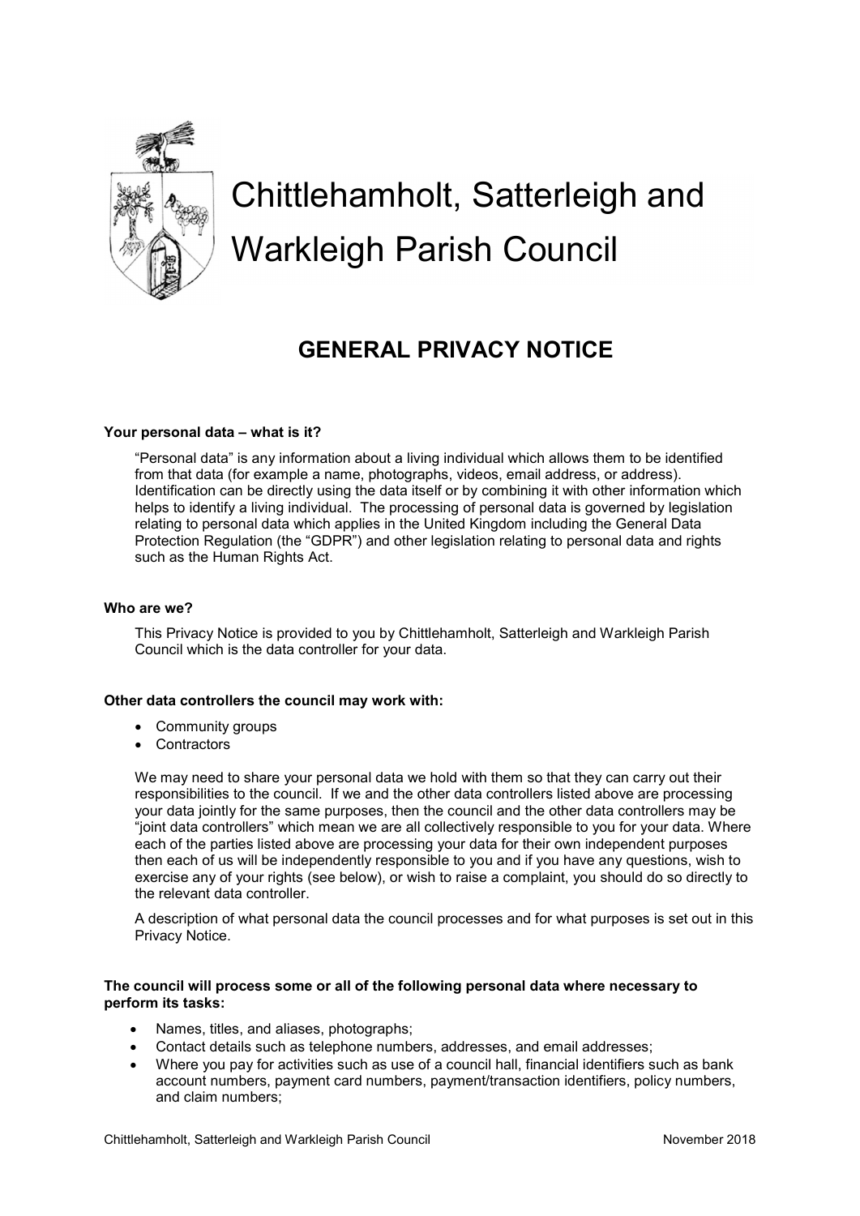# Chittlehamholt, Satterleigh and Warkleigh Parish Council

## GENERAL PRIVACY NOTICE

**Your personal data – what is it?**

"Personal data" is any information about a living individual which allows them to be identified from that data (for example a name, photographs, videos, email address, or address). Identification can be directly using the data itself or by combining it with other information which helps to identify a living individual. The processing of personal data is governed by legislation relating to personal data which applies in the United Kingdom including the General Data Protection Regulation (the "GDPR") and other legislation relating to personal data and rights such as the Human Rights Act.

**Who are we?**

This Privacy Notice is provided to you by Chittlehamholt, Satterleigh and Warkleigh Parish Council which is the data controller for your data.

**Other data controllers the council may work with:**

- Community groups
- Contractors

We may need to share your personal data we hold with them so that they can carry out their responsibilities to the council. If we and the other data controllers listed above are processing your data jointly for the same purposes, then the council and the other data controllers may be "joint data controllers" which mean we are all collectively responsible to you for your data. Where each of the parties listed above are processing your data for their own independent purposes then each of us will be independently responsible to you and if you have any questions, wish to exercise any of your rights (see below), or wish to raise a complaint, you should do so directly to the relevant data controller.

A description of what personal data the council processes and for what purposes is set out in this Privacy Notice.

**The council will process some or all of the following personal data where necessary to perform its tasks:**

- Names, titles, and aliases, photographs;
- Contact details such as telephone numbers, addresses, and email addresses;
- Where you pay for activities such as use of a council hall, financial identifiers such as bank account numbers, payment card numbers, payment/transaction identifiers, policy numbers, and claim numbers;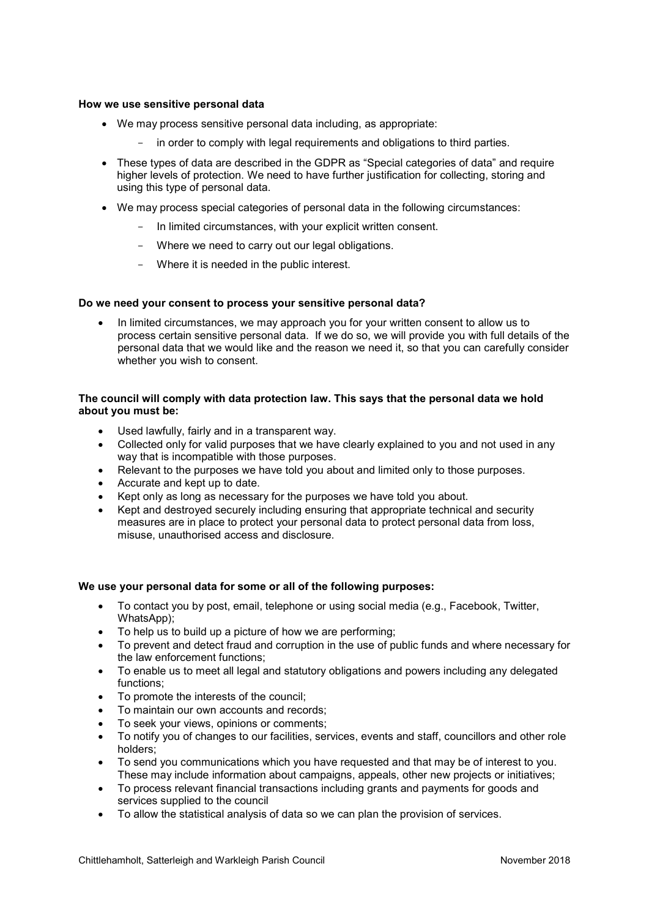**How we use sensitive personal data**

- We may process sensitive personal data including, as appropriate:
  - in order to comply with legal requirements and obligations to third parties.
- These types of data are described in the GDPR as "Special categories of data" and require higher levels of protection. We need to have further justification for collecting, storing and using this type of personal data.
- We may process special categories of personal data in the following circumstances:
  - In limited circumstances, with your explicit written consent.
  - Where we need to carry out our legal obligations.
  - Where it is needed in the public interest.

**Do we need your consent to process your sensitive personal data?**

- In limited circumstances, we may approach you for your written consent to allow us to process certain sensitive personal data. If we do so, we will provide you with full details of the personal data that we would like and the reason we need it, so that you can carefully consider whether you wish to consent.

**The council will comply with data protection law. This says that the personal data we hold about you must be:**

- Used lawfully, fairly and in a transparent way.
- Collected only for valid purposes that we have clearly explained to you and not used in any way that is incompatible with those purposes.
- Relevant to the purposes we have told you about and limited only to those purposes.
- Accurate and kept up to date.
- Kept only as long as necessary for the purposes we have told you about.
- Kept and destroyed securely including ensuring that appropriate technical and security measures are in place to protect your personal data to protect personal data from loss, misuse, unauthorised access and disclosure.

**We use your personal data for some or all of the following purposes:**

- To contact you by post, email, telephone or using social media (e.g., Facebook, Twitter, WhatsApp);
- To help us to build up a picture of how we are performing;
- To prevent and detect fraud and corruption in the use of public funds and where necessary for the law enforcement functions;
- To enable us to meet all legal and statutory obligations and powers including any delegated functions;
- To promote the interests of the council;
- To maintain our own accounts and records;
- To seek your views, opinions or comments;
- To notify you of changes to our facilities, services, events and staff, councillors and other role holders;
- To send you communications which you have requested and that may be of interest to you. These may include information about campaigns, appeals, other new projects or initiatives;
- To process relevant financial transactions including grants and payments for goods and services supplied to the council
- To allow the statistical analysis of data so we can plan the provision of services.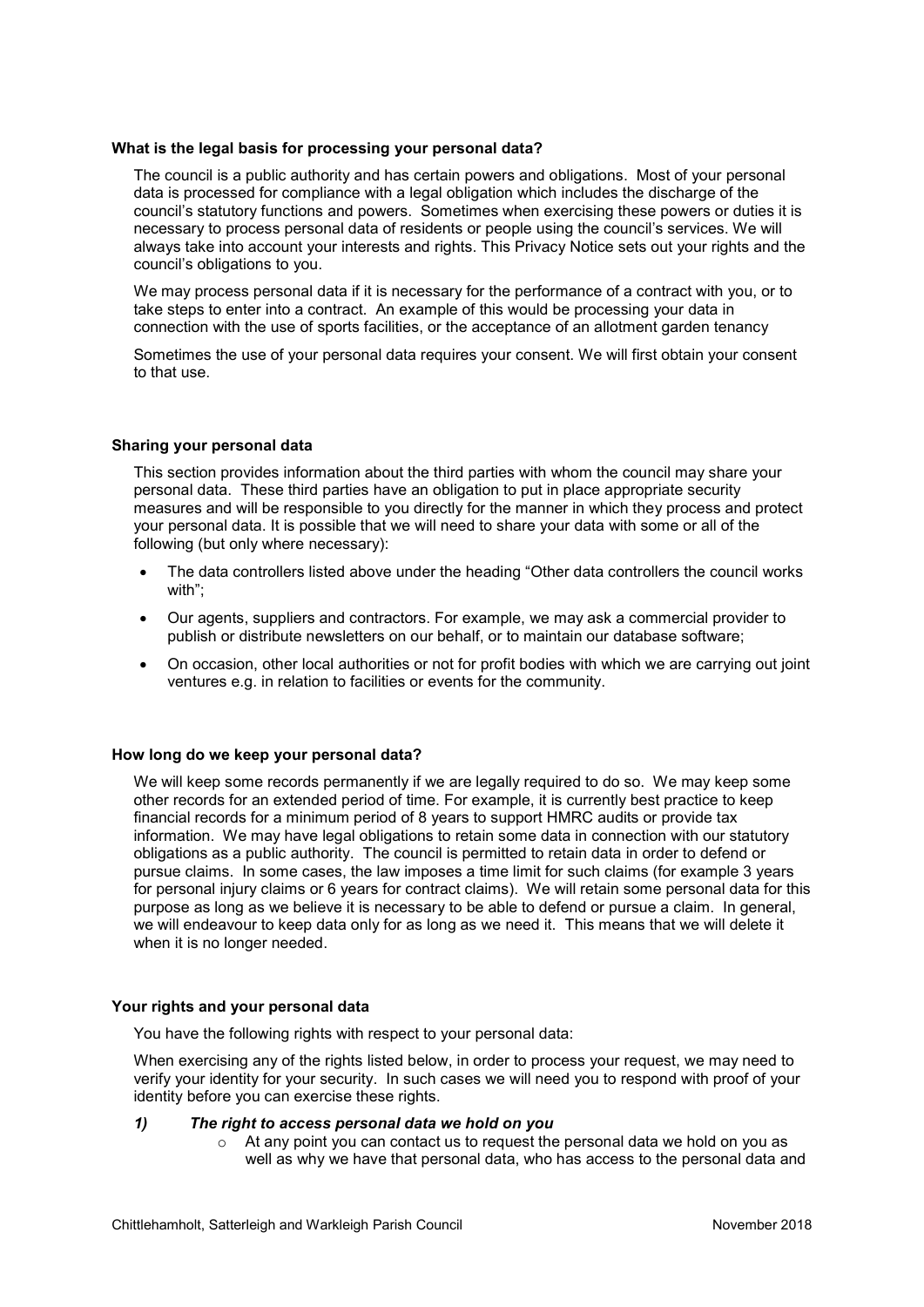**What is the legal basis for processing your personal data?**

The council is a public authority and has certain powers and obligations. Most of your personal data is processed for compliance with a legal obligation which includes the discharge of the council's statutory functions and powers. Sometimes when exercising these powers or duties it is necessary to process personal data of residents or people using the council's services. We will always take into account your interests and rights. This Privacy Notice sets out your rights and the council's obligations to you.

We may process personal data if it is necessary for the performance of a contract with you, or to take steps to enter into a contract. An example of this would be processing your data in connection with the use of sports facilities, or the acceptance of an allotment garden tenancy

Sometimes the use of your personal data requires your consent. We will first obtain your consent to that use.

**Sharing your personal data**

This section provides information about the third parties with whom the council may share your personal data. These third parties have an obligation to put in place appropriate security measures and will be responsible to you directly for the manner in which they process and protect your personal data. It is possible that we will need to share your data with some or all of the following (but only where necessary):

- The data controllers listed above under the heading "Other data controllers the council works with";
- Our agents, suppliers and contractors. For example, we may ask a commercial provider to publish or distribute newsletters on our behalf, or to maintain our database software;
- On occasion, other local authorities or not for profit bodies with which we are carrying out joint ventures e.g. in relation to facilities or events for the community.

**How long do we keep your personal data?**

We will keep some records permanently if we are legally required to do so. We may keep some other records for an extended period of time. For example, it is currently best practice to keep financial records for a minimum period of 8 years to support HMRC audits or provide tax information. We may have legal obligations to retain some data in connection with our statutory obligations as a public authority. The council is permitted to retain data in order to defend or pursue claims. In some cases, the law imposes a time limit for such claims (for example 3 years for personal injury claims or 6 years for contract claims). We will retain some personal data for this purpose as long as we believe it is necessary to be able to defend or pursue a claim. In general, we will endeavour to keep data only for as long as we need it. This means that we will delete it when it is no longer needed.

**Your rights and your personal data**

You have the following rights with respect to your personal data:

When exercising any of the rights listed below, in order to process your request, we may need to verify your identity for your security. In such cases we will need you to respond with proof of your identity before you can exercise these rights.

***1) The right to access personal data we hold on you***

- At any point you can contact us to request the personal data we hold on you as well as why we have that personal data, who has access to the personal data and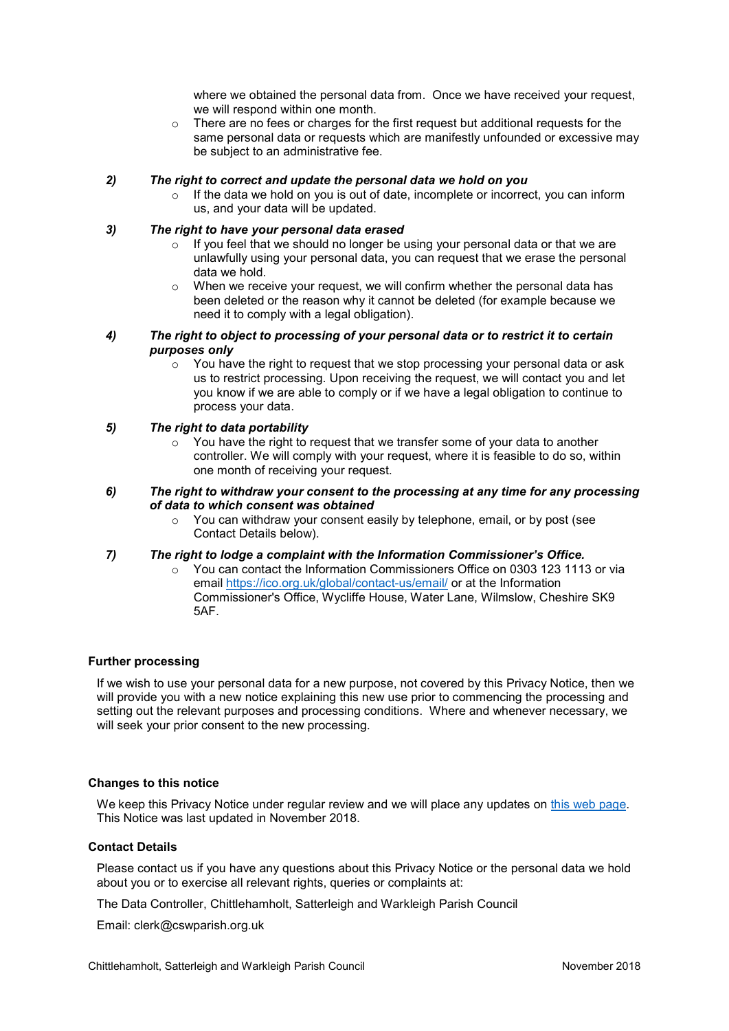where we obtained the personal data from. Once we have received your request, we will respond within one month.

- There are no fees or charges for the first request but additional requests for the same personal data or requests which are manifestly unfounded or excessive may be subject to an administrative fee.

***2) The right to correct and update the personal data we hold on you***

- If the data we hold on you is out of date, incomplete or incorrect, you can inform us, and your data will be updated.

***3) The right to have your personal data erased***

- If you feel that we should no longer be using your personal data or that we are unlawfully using your personal data, you can request that we erase the personal data we hold.
- When we receive your request, we will confirm whether the personal data has been deleted or the reason why it cannot be deleted (for example because we need it to comply with a legal obligation).

***4) The right to object to processing of your personal data or to restrict it to certain purposes only***

- You have the right to request that we stop processing your personal data or ask us to restrict processing. Upon receiving the request, we will contact you and let you know if we are able to comply or if we have a legal obligation to continue to process your data.

***5) The right to data portability***

- You have the right to request that we transfer some of your data to another controller. We will comply with your request, where it is feasible to do so, within one month of receiving your request.

***6) The right to withdraw your consent to the processing at any time for any processing of data to which consent was obtained***

- You can withdraw your consent easily by telephone, email, or by post (see Contact Details below).

***7) The right to lodge a complaint with the Information Commissioner's Office.***

- You can contact the Information Commissioners Office on 0303 123 1113 or via email [https://ico.org.uk/global/contact-us/email/](https://ico.org.uk/global/contact-us/email/) or at the Information Commissioner's Office, Wycliffe House, Water Lane, Wilmslow, Cheshire SK9 5AF.

**Further processing**

If we wish to use your personal data for a new purpose, not covered by this Privacy Notice, then we will provide you with a new notice explaining this new use prior to commencing the processing and setting out the relevant purposes and processing conditions. Where and whenever necessary, we will seek your prior consent to the new processing.

**Changes to this notice**

We keep this Privacy Notice under regular review and we will place any updates on [this web page](). This Notice was last updated in November 2018.

**Contact Details**

Please contact us if you have any questions about this Privacy Notice or the personal data we hold about you or to exercise all relevant rights, queries or complaints at:

The Data Controller, Chittlehamholt, Satterleigh and Warkleigh Parish Council

Email: clerk@cswparish.org.uk